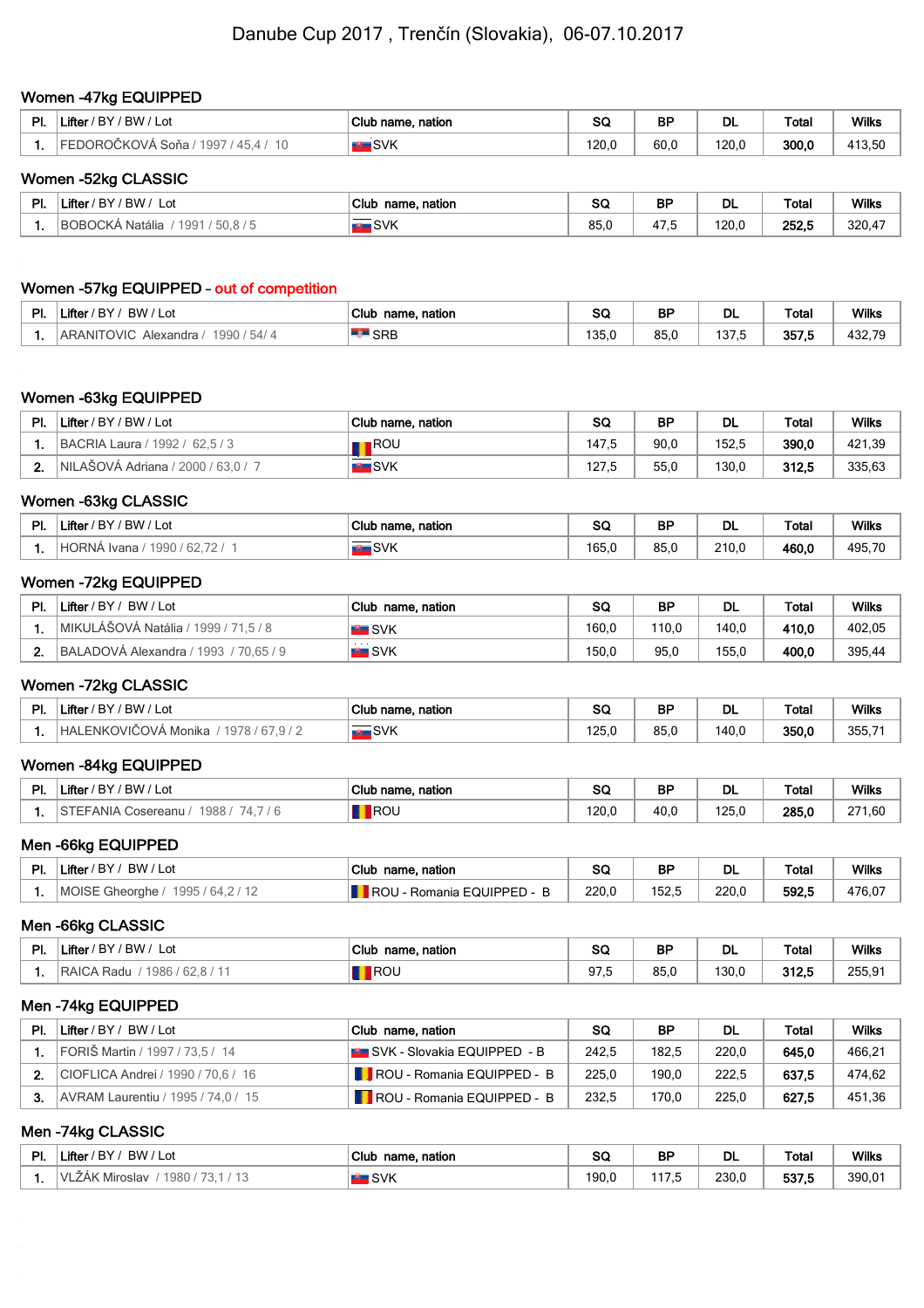# Danube Cup 2017 , Trenčín (Slovakia), 06-07.10.2017

## Women -47kg EQUIPPED

| Pl. | Lifter / BY / BW / Lot | Club name, nation | SQ | BP | DL | Total | Wilks |
|---|---|---|---|---|---|---|---|
| 1. | FEDOROČKOVÁ Soňa / 1997 / 45,4 / 10 | SVK | 120,0 | 60,0 | 120,0 | **300,0** | 413,50 |

## Women -52kg CLASSIC

| Pl. | Lifter / BY / BW / Lot | Club name, nation | SQ | BP | DL | Total | Wilks |
|---|---|---|---|---|---|---|---|
| 1. | BOBOCKÁ Natália / 1991 / 50,8 / 5 | SVK | 85,0 | 47,5 | 120,0 | **252,5** | 320,47 |

## Women -57kg EQUIPPED – out of competition

| Pl. | Lifter / BY / BW / Lot | Club name, nation | SQ | BP | DL | Total | Wilks |
|---|---|---|---|---|---|---|---|
| 1. | ARANITOVIC Alexandra / 1990 / 54/ 4 | SRB | 135,0 | 85,0 | 137,5 | **357,5** | 432,79 |

## Women -63kg EQUIPPED

| Pl. | Lifter / BY / BW / Lot | Club name, nation | SQ | BP | DL | Total | Wilks |
|---|---|---|---|---|---|---|---|
| 1. | BACRIA Laura / 1992 / 62,5 / 3 | ROU | 147,5 | 90,0 | 152,5 | **390,0** | 421,39 |
| 2. | NILAŠOVÁ Adriana / 2000 / 63,0 / 7 | SVK | 127,5 | 55,0 | 130,0 | **312,5** | 335,63 |

## Women -63kg CLASSIC

| Pl. | Lifter / BY / BW / Lot | Club name, nation | SQ | BP | DL | Total | Wilks |
|---|---|---|---|---|---|---|---|
| 1. | HORNÁ Ivana / 1990 / 62,72 / 1 | SVK | 165,0 | 85,0 | 210,0 | **460,0** | 495,70 |

## Women -72kg EQUIPPED

| Pl. | Lifter / BY / BW / Lot | Club name, nation | SQ | BP | DL | Total | Wilks |
|---|---|---|---|---|---|---|---|
| 1. | MIKULÁŠOVÁ Natália / 1999 / 71,5 / 8 | SVK | 160,0 | 110,0 | 140,0 | **410,0** | 402,05 |
| 2. | BALADOVÁ Alexandra / 1993 / 70,65 / 9 | SVK | 150,0 | 95,0 | 155,0 | **400,0** | 395,44 |

## Women -72kg CLASSIC

| Pl. | Lifter / BY / BW / Lot | Club name, nation | SQ | BP | DL | Total | Wilks |
|---|---|---|---|---|---|---|---|
| 1. | HALENKOVIČOVÁ Monika / 1978 / 67,9 / 2 | SVK | 125,0 | 85,0 | 140,0 | **350,0** | 355,71 |

## Women -84kg EQUIPPED

| Pl. | Lifter / BY / BW / Lot | Club name, nation | SQ | BP | DL | Total | Wilks |
|---|---|---|---|---|---|---|---|
| 1. | STEFANIA Cosereanu / 1988 / 74,7 / 6 | ROU | 120,0 | 40,0 | 125,0 | **285,0** | 271,60 |

## Men -66kg EQUIPPED

| Pl. | Lifter / BY / BW / Lot | Club name, nation | SQ | BP | DL | Total | Wilks |
|---|---|---|---|---|---|---|---|
| 1. | MOISE Gheorghe / 1995 / 64,2 / 12 | ROU - Romania EQUIPPED - B | 220,0 | 152,5 | 220,0 | **592,5** | 476,07 |

## Men -66kg CLASSIC

| Pl. | Lifter / BY / BW / Lot | Club name, nation | SQ | BP | DL | Total | Wilks |
|---|---|---|---|---|---|---|---|
| 1. | RAICA Radu / 1986 / 62,8 / 11 | ROU | 97,5 | 85,0 | 130,0 | **312,5** | 255,91 |

## Men -74kg EQUIPPED

| Pl. | Lifter / BY / BW / Lot | Club name, nation | SQ | BP | DL | Total | Wilks |
|---|---|---|---|---|---|---|---|
| 1. | FORIŠ Martin / 1997 / 73,5 / 14 | SVK - Slovakia EQUIPPED - B | 242,5 | 182,5 | 220,0 | **645,0** | 466,21 |
| 2. | CIOFLICA Andrei / 1990 / 70,6 / 16 | ROU - Romania EQUIPPED - B | 225,0 | 190,0 | 222,5 | **637,5** | 474,62 |
| 3. | AVRAM Laurentiu / 1995 / 74,0 / 15 | ROU - Romania EQUIPPED - B | 232,5 | 170,0 | 225,0 | **627,5** | 451,36 |

## Men -74kg CLASSIC

| Pl. | Lifter / BY / BW / Lot | Club name, nation | SQ | BP | DL | Total | Wilks |
|---|---|---|---|---|---|---|---|
| 1. | VLŽÁK Miroslav / 1980 / 73,1 / 13 | SVK | 190,0 | 117,5 | 230,0 | **537,5** | 390,01 |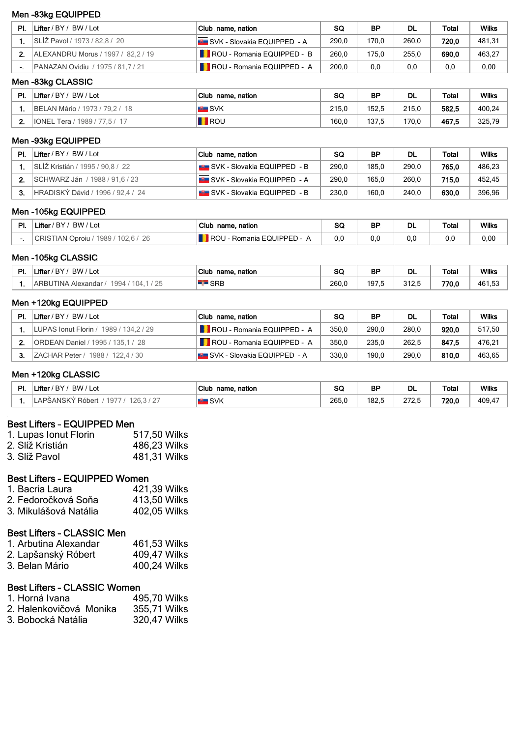## Men -83kg EQUIPPED

| Pl. | Lifter / BY / BW / Lot | Club name, nation | SQ | BP | DL | Total | Wilks |
|---|---|---|---|---|---|---|---|
| 1. | SLÍŽ Pavol / 1973 / 82,8 / 20 | SVK - Slovakia EQUIPPED - A | 290,0 | 170,0 | 260,0 | **720,0** | 481,31 |
| 2. | ALEXANDRU Morus / 1997 / 82,2 / 19 | ROU - Romania EQUIPPED - B | 260,0 | 175,0 | 255,0 | **690,0** | 463,27 |
| -. | PANAZAN Ovidiu / 1975 / 81,7 / 21 | ROU - Romania EQUIPPED - A | 200,0 | 0,0 | 0,0 | 0,0 | 0,00 |

## Men -83kg CLASSIC

| Pl. | Lifter / BY / BW / Lot | Club name, nation | SQ | BP | DL | Total | Wilks |
|---|---|---|---|---|---|---|---|
| 1. | BELAN Mário / 1973 / 79,2 / 18 | SVK | 215,0 | 152,5 | 215,0 | **582,5** | 400,24 |
| 2. | IONEL Tera / 1989 / 77,5 / 17 | ROU | 160,0 | 137,5 | 170,0 | **467,5** | 325,79 |

## Men -93kg EQUIPPED

| Pl. | Lifter / BY / BW / Lot | Club name, nation | SQ | BP | DL | Total | Wilks |
|---|---|---|---|---|---|---|---|
| 1. | SLÍŽ Kristián / 1995 / 90,8 / 22 | SVK - Slovakia EQUIPPED - B | 290,0 | 185,0 | 290,0 | **765,0** | 486,23 |
| 2. | SCHWARZ Ján / 1988 / 91,6 / 23 | SVK - Slovakia EQUIPPED - A | 290,0 | 165,0 | 260,0 | **715,0** | 452,45 |
| 3. | HRADISKÝ Dávid / 1996 / 92,4 / 24 | SVK - Slovakia EQUIPPED - B | 230,0 | 160,0 | 240,0 | **630,0** | 396,96 |

## Men -105kg EQUIPPED

| Pl. | Lifter / BY / BW / Lot | Club name, nation | SQ | BP | DL | Total | Wilks |
|---|---|---|---|---|---|---|---|
| -. | CRISTIAN Oproiu / 1989 / 102,6 / 26 | ROU - Romania EQUIPPED - A | 0,0 | 0,0 | 0,0 | 0,0 | 0,00 |

## Men -105kg CLASSIC

| Pl. | Lifter / BY / BW / Lot | Club name, nation | SQ | BP | DL | Total | Wilks |
|---|---|---|---|---|---|---|---|
| 1. | ARBUTINA Alexandar / 1994 / 104,1 / 25 | SRB | 260,0 | 197,5 | 312,5 | **770,0** | 461,53 |

## Men +120kg EQUIPPED

| Pl. | Lifter / BY / BW / Lot | Club name, nation | SQ | BP | DL | Total | Wilks |
|---|---|---|---|---|---|---|---|
| 1. | LUPAS Ionut Florin / 1989 / 134,2 / 29 | ROU - Romania EQUIPPED - A | 350,0 | 290,0 | 280,0 | **920,0** | 517,50 |
| 2. | ORDEAN Daniel / 1995 / 135,1 / 28 | ROU - Romania EQUIPPED - A | 350,0 | 235,0 | 262,5 | **847,5** | 476,21 |
| 3. | ZACHAR Peter / 1988 / 122,4 / 30 | SVK - Slovakia EQUIPPED - A | 330,0 | 190,0 | 290,0 | **810,0** | 463,65 |

## Men +120kg CLASSIC

| Pl. | Lifter / BY / BW / Lot | Club name, nation | SQ | BP | DL | Total | Wilks |
|---|---|---|---|---|---|---|---|
| 1. | LAPŠANSKÝ Róbert / 1977 / 126,3 / 27 | SVK | 265,0 | 182,5 | 272,5 | **720,0** | 409,47 |

## Best Lifters - EQUIPPED Men

1. Lupas Ionut Florin 517,50 Wilks
2. Slíž Kristián 486,23 Wilks
3. Slíž Pavol 481,31 Wilks

## Best Lifters - EQUIPPED Women

1. Bacria Laura 421,39 Wilks
2. Fedoročková Soňa 413,50 Wilks
3. Mikulášová Natália 402,05 Wilks

## Best Lifters - CLASSIC Men

1. Arbutina Alexandar 461,53 Wilks
2. Lapšanský Róbert 409,47 Wilks
3. Belan Mário 400,24 Wilks

## Best Lifters - CLASSIC Women

1. Horná Ivana 495,70 Wilks
2. Halenkovičová Monika 355,71 Wilks
3. Bobocká Natália 320,47 Wilks